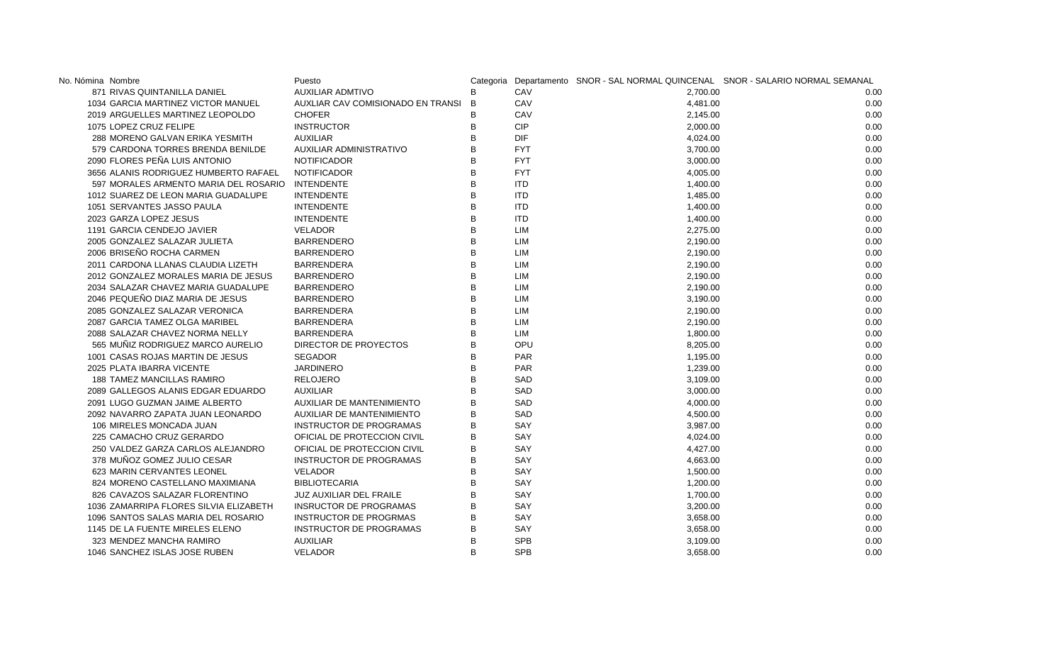| No. Nómina | Nombre | Puesto | Categoria | Departamento | SNOR - SAL NORMAL QUINCENAL | SNOR - SALARIO NORMAL SEMANAL |
|---|---|---|---|---|---|---|
| 871 | RIVAS QUINTANILLA DANIEL | AUXILIAR ADMTIVO | B | CAV | 2,700.00 | 0.00 |
| 1034 | GARCIA MARTINEZ VICTOR MANUEL | AUXLIAR CAV COMISIONADO EN TRANSI | B | CAV | 4,481.00 | 0.00 |
| 2019 | ARGUELLES MARTINEZ LEOPOLDO | CHOFER | B | CAV | 2,145.00 | 0.00 |
| 1075 | LOPEZ CRUZ FELIPE | INSTRUCTOR | B | CIP | 2,000.00 | 0.00 |
| 288 | MORENO GALVAN ERIKA YESMITH | AUXILIAR | B | DIF | 4,024.00 | 0.00 |
| 579 | CARDONA TORRES BRENDA BENILDE | AUXILIAR ADMINISTRATIVO | B | FYT | 3,700.00 | 0.00 |
| 2090 | FLORES PEÑA LUIS ANTONIO | NOTIFICADOR | B | FYT | 3,000.00 | 0.00 |
| 3656 | ALANIS RODRIGUEZ HUMBERTO RAFAEL | NOTIFICADOR | B | FYT | 4,005.00 | 0.00 |
| 597 | MORALES ARMENTO MARIA DEL ROSARIO | INTENDENTE | B | ITD | 1,400.00 | 0.00 |
| 1012 | SUAREZ DE LEON MARIA GUADALUPE | INTENDENTE | B | ITD | 1,485.00 | 0.00 |
| 1051 | SERVANTES JASSO PAULA | INTENDENTE | B | ITD | 1,400.00 | 0.00 |
| 2023 | GARZA LOPEZ JESUS | INTENDENTE | B | ITD | 1,400.00 | 0.00 |
| 1191 | GARCIA CENDEJO JAVIER | VELADOR | B | LIM | 2,275.00 | 0.00 |
| 2005 | GONZALEZ SALAZAR JULIETA | BARRENDERO | B | LIM | 2,190.00 | 0.00 |
| 2006 | BRISEÑO ROCHA CARMEN | BARRENDERO | B | LIM | 2,190.00 | 0.00 |
| 2011 | CARDONA LLANAS CLAUDIA LIZETH | BARRENDERA | B | LIM | 2,190.00 | 0.00 |
| 2012 | GONZALEZ MORALES MARIA DE JESUS | BARRENDERO | B | LIM | 2,190.00 | 0.00 |
| 2034 | SALAZAR CHAVEZ MARIA GUADALUPE | BARRENDERO | B | LIM | 2,190.00 | 0.00 |
| 2046 | PEQUEÑO DIAZ MARIA DE JESUS | BARRENDERO | B | LIM | 3,190.00 | 0.00 |
| 2085 | GONZALEZ SALAZAR VERONICA | BARRENDERA | B | LIM | 2,190.00 | 0.00 |
| 2087 | GARCIA TAMEZ OLGA MARIBEL | BARRENDERA | B | LIM | 2,190.00 | 0.00 |
| 2088 | SALAZAR CHAVEZ NORMA NELLY | BARRENDERA | B | LIM | 1,800.00 | 0.00 |
| 565 | MUÑIZ RODRIGUEZ MARCO AURELIO | DIRECTOR DE PROYECTOS | B | OPU | 8,205.00 | 0.00 |
| 1001 | CASAS ROJAS MARTIN DE JESUS | SEGADOR | B | PAR | 1,195.00 | 0.00 |
| 2025 | PLATA IBARRA VICENTE | JARDINERO | B | PAR | 1,239.00 | 0.00 |
| 188 | TAMEZ MANCILLAS RAMIRO | RELOJERO | B | SAD | 3,109.00 | 0.00 |
| 2089 | GALLEGOS ALANIS EDGAR EDUARDO | AUXILIAR | B | SAD | 3,000.00 | 0.00 |
| 2091 | LUGO GUZMAN JAIME ALBERTO | AUXILIAR DE MANTENIMIENTO | B | SAD | 4,000.00 | 0.00 |
| 2092 | NAVARRO ZAPATA JUAN LEONARDO | AUXILIAR DE MANTENIMIENTO | B | SAD | 4,500.00 | 0.00 |
| 106 | MIRELES MONCADA JUAN | INSTRUCTOR DE PROGRAMAS | B | SAY | 3,987.00 | 0.00 |
| 225 | CAMACHO CRUZ GERARDO | OFICIAL DE PROTECCION CIVIL | B | SAY | 4,024.00 | 0.00 |
| 250 | VALDEZ GARZA CARLOS ALEJANDRO | OFICIAL DE PROTECCION CIVIL | B | SAY | 4,427.00 | 0.00 |
| 378 | MUÑOZ GOMEZ JULIO CESAR | INSTRUCTOR DE PROGRAMAS | B | SAY | 4,663.00 | 0.00 |
| 623 | MARIN CERVANTES LEONEL | VELADOR | B | SAY | 1,500.00 | 0.00 |
| 824 | MORENO CASTELLANO MAXIMIANA | BIBLIOTECARIA | B | SAY | 1,200.00 | 0.00 |
| 826 | CAVAZOS SALAZAR FLORENTINO | JUZ AUXILIAR DEL FRAILE | B | SAY | 1,700.00 | 0.00 |
| 1036 | ZAMARRIPA FLORES SILVIA ELIZABETH | INSRUCTOR DE PROGRAMAS | B | SAY | 3,200.00 | 0.00 |
| 1096 | SANTOS SALAS MARIA DEL ROSARIO | INSTRUCTOR DE PROGRMAS | B | SAY | 3,658.00 | 0.00 |
| 1145 | DE LA FUENTE MIRELES ELENO | INSTRUCTOR DE PROGRAMAS | B | SAY | 3,658.00 | 0.00 |
| 323 | MENDEZ MANCHA RAMIRO | AUXILIAR | B | SPB | 3,109.00 | 0.00 |
| 1046 | SANCHEZ ISLAS JOSE RUBEN | VELADOR | B | SPB | 3,658.00 | 0.00 |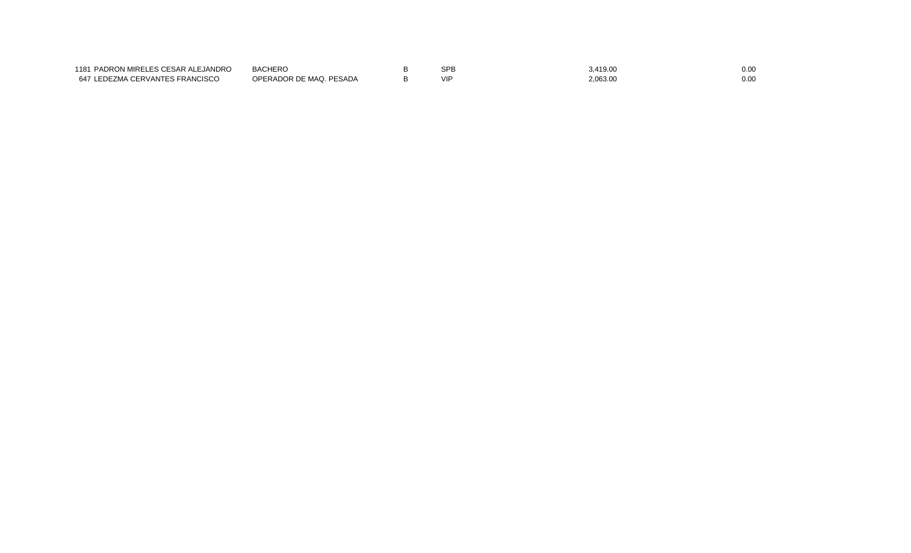| | | | | | |
|---|---|---|---|---|---|
| 1181 | PADRON MIRELES CESAR ALEJANDRO | BACHERO | B | SPB | 3,419.00 | 0.00 |
| 647 | LEDEZMA CERVANTES FRANCISCO | OPERADOR DE MAQ. PESADA | B | VIP | 2,063.00 | 0.00 |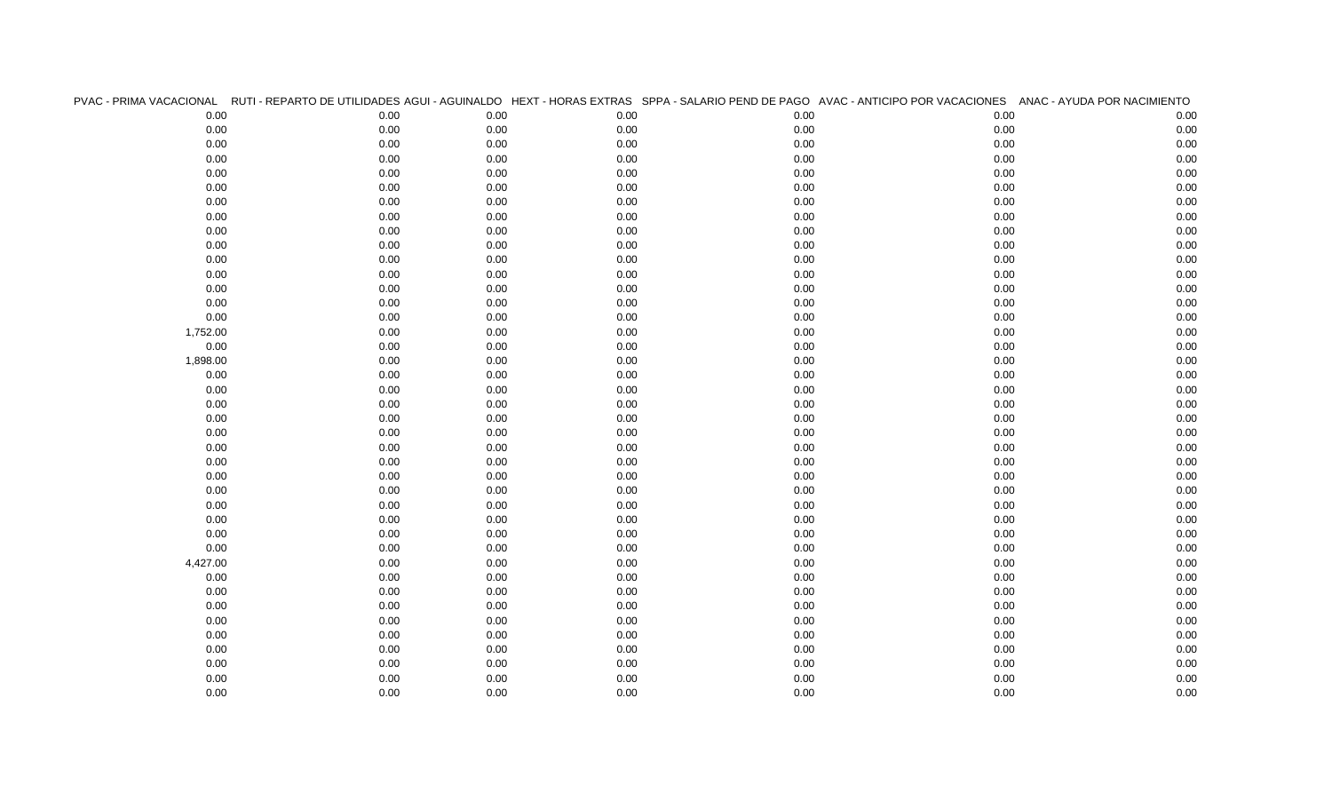| PVAC - PRIMA VACACIONAL | RUTI - REPARTO DE UTILIDADES | AGUI - AGUINALDO | HEXT - HORAS EXTRAS | SPPA - SALARIO PEND DE PAGO | AVAC - ANTICIPO POR VACACIONES | ANAC - AYUDA POR NACIMIENTO |
|---|---|---|---|---|---|---|
| 0.00 | 0.00 | 0.00 | 0.00 | 0.00 | 0.00 | 0.00 |
| 0.00 | 0.00 | 0.00 | 0.00 | 0.00 | 0.00 | 0.00 |
| 0.00 | 0.00 | 0.00 | 0.00 | 0.00 | 0.00 | 0.00 |
| 0.00 | 0.00 | 0.00 | 0.00 | 0.00 | 0.00 | 0.00 |
| 0.00 | 0.00 | 0.00 | 0.00 | 0.00 | 0.00 | 0.00 |
| 0.00 | 0.00 | 0.00 | 0.00 | 0.00 | 0.00 | 0.00 |
| 0.00 | 0.00 | 0.00 | 0.00 | 0.00 | 0.00 | 0.00 |
| 0.00 | 0.00 | 0.00 | 0.00 | 0.00 | 0.00 | 0.00 |
| 0.00 | 0.00 | 0.00 | 0.00 | 0.00 | 0.00 | 0.00 |
| 0.00 | 0.00 | 0.00 | 0.00 | 0.00 | 0.00 | 0.00 |
| 0.00 | 0.00 | 0.00 | 0.00 | 0.00 | 0.00 | 0.00 |
| 0.00 | 0.00 | 0.00 | 0.00 | 0.00 | 0.00 | 0.00 |
| 0.00 | 0.00 | 0.00 | 0.00 | 0.00 | 0.00 | 0.00 |
| 0.00 | 0.00 | 0.00 | 0.00 | 0.00 | 0.00 | 0.00 |
| 0.00 | 0.00 | 0.00 | 0.00 | 0.00 | 0.00 | 0.00 |
| 1,752.00 | 0.00 | 0.00 | 0.00 | 0.00 | 0.00 | 0.00 |
| 0.00 | 0.00 | 0.00 | 0.00 | 0.00 | 0.00 | 0.00 |
| 1,898.00 | 0.00 | 0.00 | 0.00 | 0.00 | 0.00 | 0.00 |
| 0.00 | 0.00 | 0.00 | 0.00 | 0.00 | 0.00 | 0.00 |
| 0.00 | 0.00 | 0.00 | 0.00 | 0.00 | 0.00 | 0.00 |
| 0.00 | 0.00 | 0.00 | 0.00 | 0.00 | 0.00 | 0.00 |
| 0.00 | 0.00 | 0.00 | 0.00 | 0.00 | 0.00 | 0.00 |
| 0.00 | 0.00 | 0.00 | 0.00 | 0.00 | 0.00 | 0.00 |
| 0.00 | 0.00 | 0.00 | 0.00 | 0.00 | 0.00 | 0.00 |
| 0.00 | 0.00 | 0.00 | 0.00 | 0.00 | 0.00 | 0.00 |
| 0.00 | 0.00 | 0.00 | 0.00 | 0.00 | 0.00 | 0.00 |
| 0.00 | 0.00 | 0.00 | 0.00 | 0.00 | 0.00 | 0.00 |
| 0.00 | 0.00 | 0.00 | 0.00 | 0.00 | 0.00 | 0.00 |
| 0.00 | 0.00 | 0.00 | 0.00 | 0.00 | 0.00 | 0.00 |
| 0.00 | 0.00 | 0.00 | 0.00 | 0.00 | 0.00 | 0.00 |
| 4,427.00 | 0.00 | 0.00 | 0.00 | 0.00 | 0.00 | 0.00 |
| 0.00 | 0.00 | 0.00 | 0.00 | 0.00 | 0.00 | 0.00 |
| 0.00 | 0.00 | 0.00 | 0.00 | 0.00 | 0.00 | 0.00 |
| 0.00 | 0.00 | 0.00 | 0.00 | 0.00 | 0.00 | 0.00 |
| 0.00 | 0.00 | 0.00 | 0.00 | 0.00 | 0.00 | 0.00 |
| 0.00 | 0.00 | 0.00 | 0.00 | 0.00 | 0.00 | 0.00 |
| 0.00 | 0.00 | 0.00 | 0.00 | 0.00 | 0.00 | 0.00 |
| 0.00 | 0.00 | 0.00 | 0.00 | 0.00 | 0.00 | 0.00 |
| 0.00 | 0.00 | 0.00 | 0.00 | 0.00 | 0.00 | 0.00 |
| 0.00 | 0.00 | 0.00 | 0.00 | 0.00 | 0.00 | 0.00 |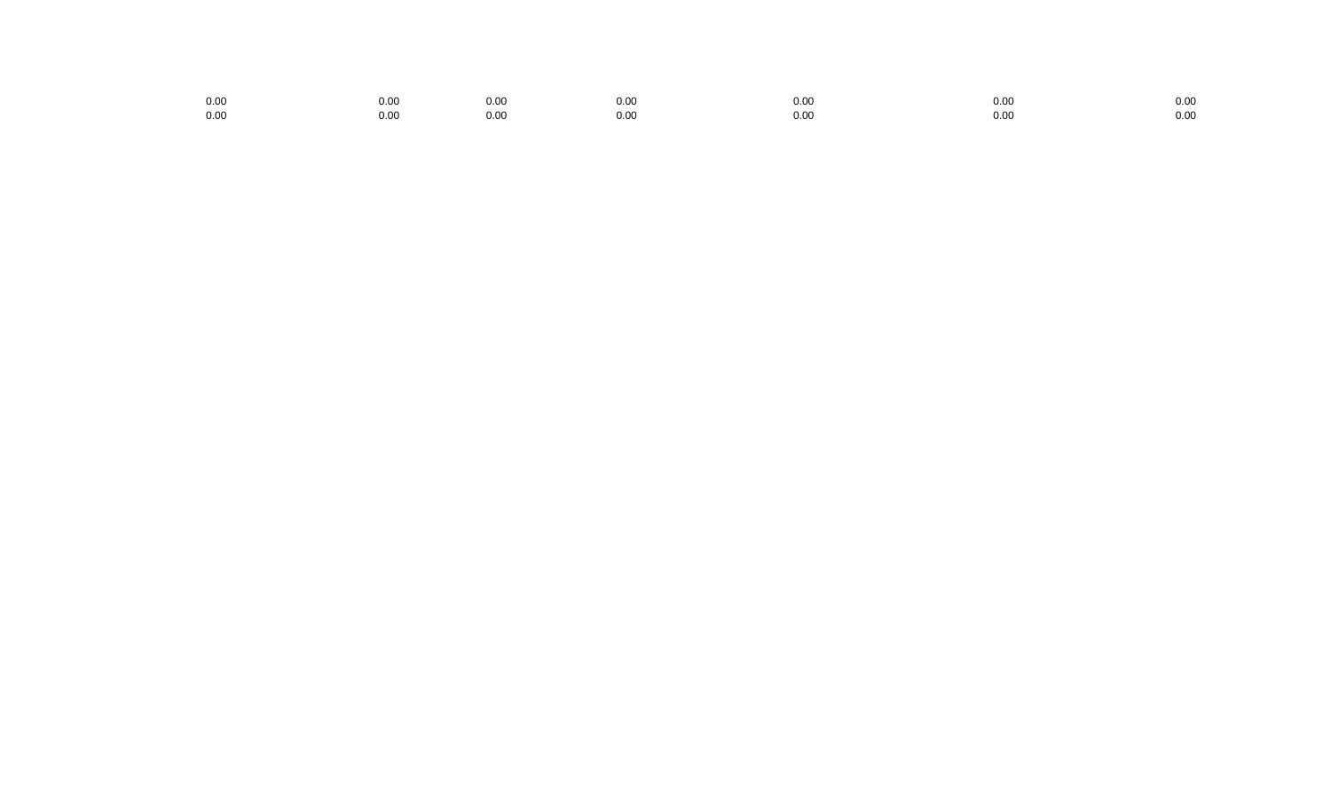| | | | | | | |
|---|---|---|---|---|---|---|
| 0.00 | 0.00 | 0.00 | 0.00 | 0.00 | 0.00 | 0.00 |
| 0.00 | 0.00 | 0.00 | 0.00 | 0.00 | 0.00 | 0.00 |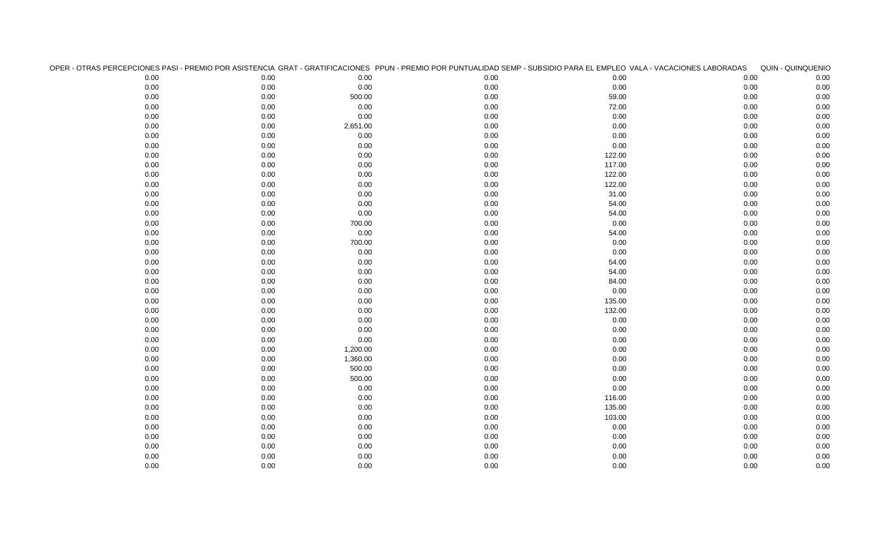| OPER - OTRAS PERCEPCIONES | PASI - PREMIO POR ASISTENCIA | GRAT - GRATIFICACIONES | PPUN - PREMIO POR PUNTUALIDAD | SEMP - SUBSIDIO PARA EL EMPLEO | VALA - VACACIONES LABORADAS | QUIN - QUINQUENIO |
|---|---|---|---|---|---|---|
| 0.00 | 0.00 | 0.00 | 0.00 | 0.00 | 0.00 | 0.00 |
| 0.00 | 0.00 | 0.00 | 0.00 | 0.00 | 0.00 | 0.00 |
| 0.00 | 0.00 | 500.00 | 0.00 | 59.00 | 0.00 | 0.00 |
| 0.00 | 0.00 | 0.00 | 0.00 | 72.00 | 0.00 | 0.00 |
| 0.00 | 0.00 | 0.00 | 0.00 | 0.00 | 0.00 | 0.00 |
| 0.00 | 0.00 | 2,651.00 | 0.00 | 0.00 | 0.00 | 0.00 |
| 0.00 | 0.00 | 0.00 | 0.00 | 0.00 | 0.00 | 0.00 |
| 0.00 | 0.00 | 0.00 | 0.00 | 0.00 | 0.00 | 0.00 |
| 0.00 | 0.00 | 0.00 | 0.00 | 122.00 | 0.00 | 0.00 |
| 0.00 | 0.00 | 0.00 | 0.00 | 117.00 | 0.00 | 0.00 |
| 0.00 | 0.00 | 0.00 | 0.00 | 122.00 | 0.00 | 0.00 |
| 0.00 | 0.00 | 0.00 | 0.00 | 122.00 | 0.00 | 0.00 |
| 0.00 | 0.00 | 0.00 | 0.00 | 31.00 | 0.00 | 0.00 |
| 0.00 | 0.00 | 0.00 | 0.00 | 54.00 | 0.00 | 0.00 |
| 0.00 | 0.00 | 0.00 | 0.00 | 54.00 | 0.00 | 0.00 |
| 0.00 | 0.00 | 700.00 | 0.00 | 0.00 | 0.00 | 0.00 |
| 0.00 | 0.00 | 0.00 | 0.00 | 54.00 | 0.00 | 0.00 |
| 0.00 | 0.00 | 700.00 | 0.00 | 0.00 | 0.00 | 0.00 |
| 0.00 | 0.00 | 0.00 | 0.00 | 0.00 | 0.00 | 0.00 |
| 0.00 | 0.00 | 0.00 | 0.00 | 54.00 | 0.00 | 0.00 |
| 0.00 | 0.00 | 0.00 | 0.00 | 54.00 | 0.00 | 0.00 |
| 0.00 | 0.00 | 0.00 | 0.00 | 84.00 | 0.00 | 0.00 |
| 0.00 | 0.00 | 0.00 | 0.00 | 0.00 | 0.00 | 0.00 |
| 0.00 | 0.00 | 0.00 | 0.00 | 135.00 | 0.00 | 0.00 |
| 0.00 | 0.00 | 0.00 | 0.00 | 132.00 | 0.00 | 0.00 |
| 0.00 | 0.00 | 0.00 | 0.00 | 0.00 | 0.00 | 0.00 |
| 0.00 | 0.00 | 0.00 | 0.00 | 0.00 | 0.00 | 0.00 |
| 0.00 | 0.00 | 0.00 | 0.00 | 0.00 | 0.00 | 0.00 |
| 0.00 | 0.00 | 1,200.00 | 0.00 | 0.00 | 0.00 | 0.00 |
| 0.00 | 0.00 | 1,360.00 | 0.00 | 0.00 | 0.00 | 0.00 |
| 0.00 | 0.00 | 500.00 | 0.00 | 0.00 | 0.00 | 0.00 |
| 0.00 | 0.00 | 500.00 | 0.00 | 0.00 | 0.00 | 0.00 |
| 0.00 | 0.00 | 0.00 | 0.00 | 0.00 | 0.00 | 0.00 |
| 0.00 | 0.00 | 0.00 | 0.00 | 116.00 | 0.00 | 0.00 |
| 0.00 | 0.00 | 0.00 | 0.00 | 135.00 | 0.00 | 0.00 |
| 0.00 | 0.00 | 0.00 | 0.00 | 103.00 | 0.00 | 0.00 |
| 0.00 | 0.00 | 0.00 | 0.00 | 0.00 | 0.00 | 0.00 |
| 0.00 | 0.00 | 0.00 | 0.00 | 0.00 | 0.00 | 0.00 |
| 0.00 | 0.00 | 0.00 | 0.00 | 0.00 | 0.00 | 0.00 |
| 0.00 | 0.00 | 0.00 | 0.00 | 0.00 | 0.00 | 0.00 |
| 0.00 | 0.00 | 0.00 | 0.00 | 0.00 | 0.00 | 0.00 |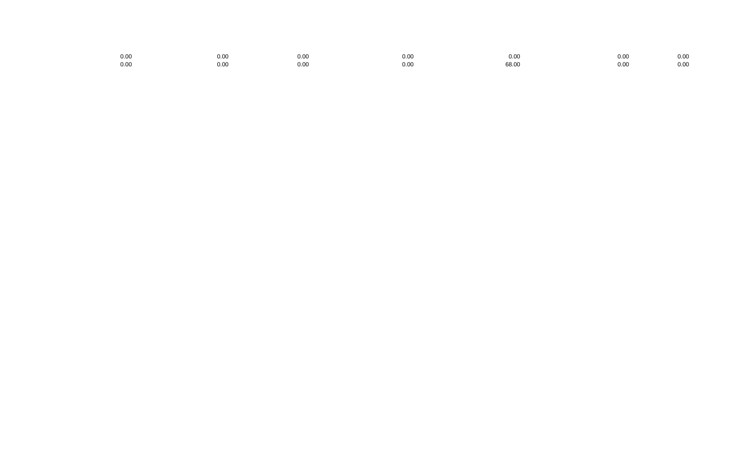| | | | | | | |
|---|---|---|---|---|---|---|
| 0.00 | 0.00 | 0.00 | 0.00 | 0.00 | 0.00 | 0.00 |
| 0.00 | 0.00 | 0.00 | 0.00 | 68.00 | 0.00 | 0.00 |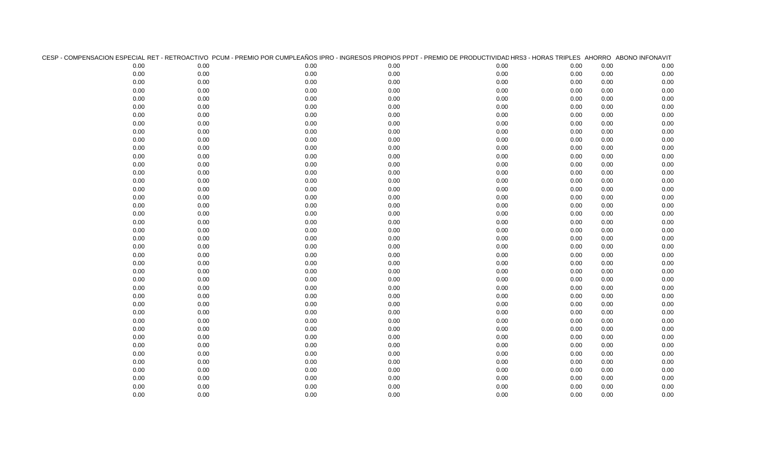| CESP - COMPENSACION ESPECIAL | RET - RETROACTIVO | PCUM - PREMIO POR CUMPLEAÑOS | IPRO - INGRESOS PROPIOS | PPDT - PREMIO DE PRODUCTIVIDAD | HRS3 - HORAS TRIPLES | AHORRO | ABONO INFONAVIT |
|---|---|---|---|---|---|---|---|
| 0.00 | 0.00 | 0.00 | 0.00 | 0.00 | 0.00 | 0.00 | 0.00 |
| 0.00 | 0.00 | 0.00 | 0.00 | 0.00 | 0.00 | 0.00 | 0.00 |
| 0.00 | 0.00 | 0.00 | 0.00 | 0.00 | 0.00 | 0.00 | 0.00 |
| 0.00 | 0.00 | 0.00 | 0.00 | 0.00 | 0.00 | 0.00 | 0.00 |
| 0.00 | 0.00 | 0.00 | 0.00 | 0.00 | 0.00 | 0.00 | 0.00 |
| 0.00 | 0.00 | 0.00 | 0.00 | 0.00 | 0.00 | 0.00 | 0.00 |
| 0.00 | 0.00 | 0.00 | 0.00 | 0.00 | 0.00 | 0.00 | 0.00 |
| 0.00 | 0.00 | 0.00 | 0.00 | 0.00 | 0.00 | 0.00 | 0.00 |
| 0.00 | 0.00 | 0.00 | 0.00 | 0.00 | 0.00 | 0.00 | 0.00 |
| 0.00 | 0.00 | 0.00 | 0.00 | 0.00 | 0.00 | 0.00 | 0.00 |
| 0.00 | 0.00 | 0.00 | 0.00 | 0.00 | 0.00 | 0.00 | 0.00 |
| 0.00 | 0.00 | 0.00 | 0.00 | 0.00 | 0.00 | 0.00 | 0.00 |
| 0.00 | 0.00 | 0.00 | 0.00 | 0.00 | 0.00 | 0.00 | 0.00 |
| 0.00 | 0.00 | 0.00 | 0.00 | 0.00 | 0.00 | 0.00 | 0.00 |
| 0.00 | 0.00 | 0.00 | 0.00 | 0.00 | 0.00 | 0.00 | 0.00 |
| 0.00 | 0.00 | 0.00 | 0.00 | 0.00 | 0.00 | 0.00 | 0.00 |
| 0.00 | 0.00 | 0.00 | 0.00 | 0.00 | 0.00 | 0.00 | 0.00 |
| 0.00 | 0.00 | 0.00 | 0.00 | 0.00 | 0.00 | 0.00 | 0.00 |
| 0.00 | 0.00 | 0.00 | 0.00 | 0.00 | 0.00 | 0.00 | 0.00 |
| 0.00 | 0.00 | 0.00 | 0.00 | 0.00 | 0.00 | 0.00 | 0.00 |
| 0.00 | 0.00 | 0.00 | 0.00 | 0.00 | 0.00 | 0.00 | 0.00 |
| 0.00 | 0.00 | 0.00 | 0.00 | 0.00 | 0.00 | 0.00 | 0.00 |
| 0.00 | 0.00 | 0.00 | 0.00 | 0.00 | 0.00 | 0.00 | 0.00 |
| 0.00 | 0.00 | 0.00 | 0.00 | 0.00 | 0.00 | 0.00 | 0.00 |
| 0.00 | 0.00 | 0.00 | 0.00 | 0.00 | 0.00 | 0.00 | 0.00 |
| 0.00 | 0.00 | 0.00 | 0.00 | 0.00 | 0.00 | 0.00 | 0.00 |
| 0.00 | 0.00 | 0.00 | 0.00 | 0.00 | 0.00 | 0.00 | 0.00 |
| 0.00 | 0.00 | 0.00 | 0.00 | 0.00 | 0.00 | 0.00 | 0.00 |
| 0.00 | 0.00 | 0.00 | 0.00 | 0.00 | 0.00 | 0.00 | 0.00 |
| 0.00 | 0.00 | 0.00 | 0.00 | 0.00 | 0.00 | 0.00 | 0.00 |
| 0.00 | 0.00 | 0.00 | 0.00 | 0.00 | 0.00 | 0.00 | 0.00 |
| 0.00 | 0.00 | 0.00 | 0.00 | 0.00 | 0.00 | 0.00 | 0.00 |
| 0.00 | 0.00 | 0.00 | 0.00 | 0.00 | 0.00 | 0.00 | 0.00 |
| 0.00 | 0.00 | 0.00 | 0.00 | 0.00 | 0.00 | 0.00 | 0.00 |
| 0.00 | 0.00 | 0.00 | 0.00 | 0.00 | 0.00 | 0.00 | 0.00 |
| 0.00 | 0.00 | 0.00 | 0.00 | 0.00 | 0.00 | 0.00 | 0.00 |
| 0.00 | 0.00 | 0.00 | 0.00 | 0.00 | 0.00 | 0.00 | 0.00 |
| 0.00 | 0.00 | 0.00 | 0.00 | 0.00 | 0.00 | 0.00 | 0.00 |
| 0.00 | 0.00 | 0.00 | 0.00 | 0.00 | 0.00 | 0.00 | 0.00 |
| 0.00 | 0.00 | 0.00 | 0.00 | 0.00 | 0.00 | 0.00 | 0.00 |
| 0.00 | 0.00 | 0.00 | 0.00 | 0.00 | 0.00 | 0.00 | 0.00 |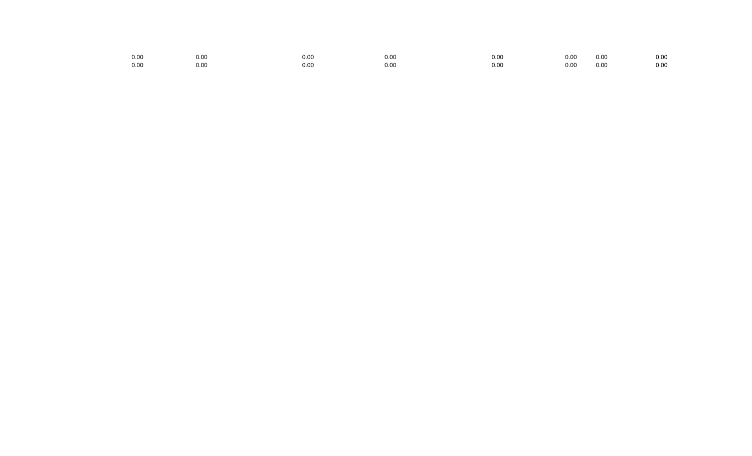| | | | | | | | |
|---|---|---|---|---|---|---|---|
| 0.00 | 0.00 | 0.00 | 0.00 | 0.00 | 0.00 | 0.00 | 0.00 |
| 0.00 | 0.00 | 0.00 | 0.00 | 0.00 | 0.00 | 0.00 | 0.00 |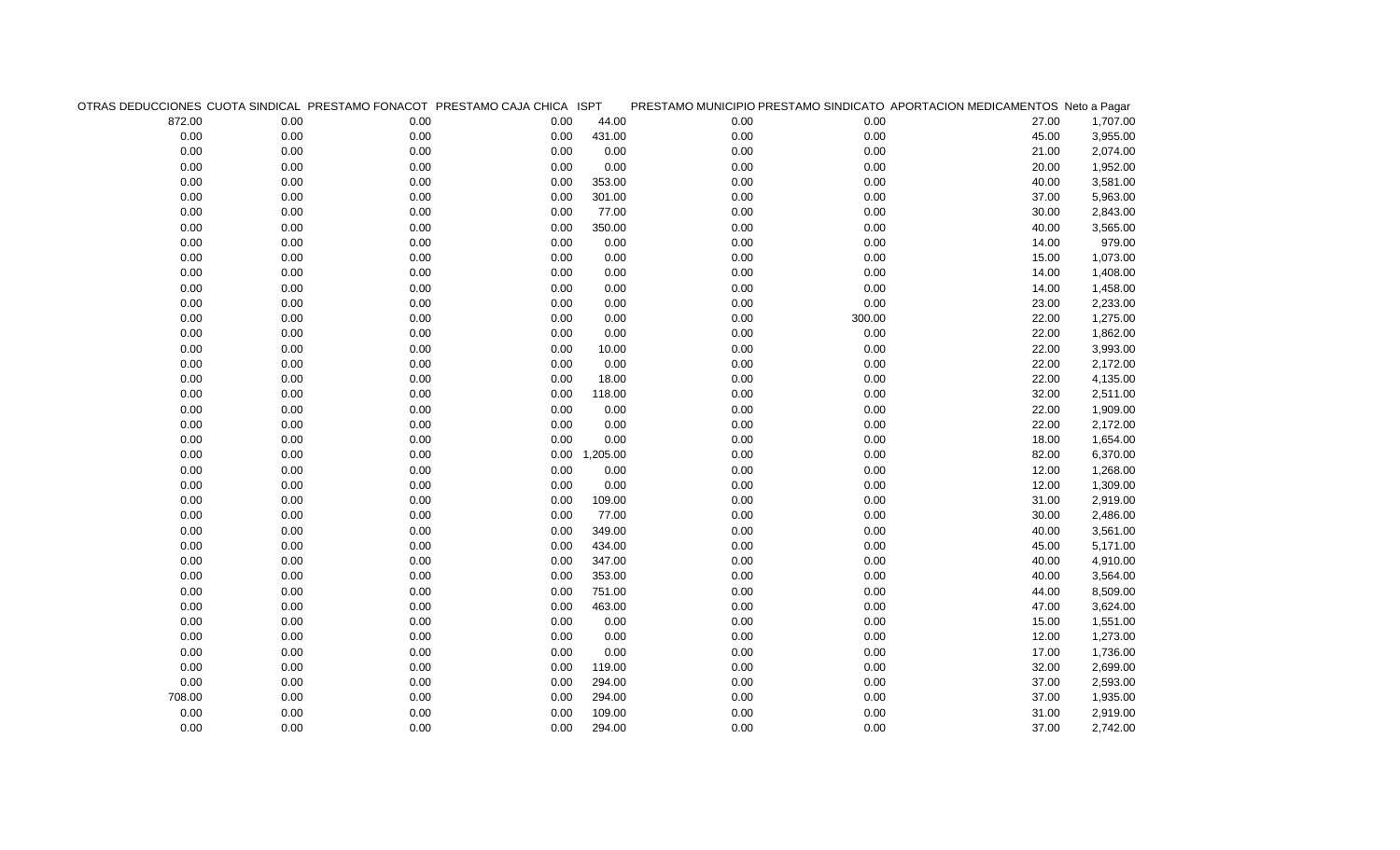| OTRAS DEDUCCIONES | CUOTA SINDICAL | PRESTAMO FONACOT | PRESTAMO CAJA CHICA | ISPT | PRESTAMO MUNICIPIO | PRESTAMO SINDICATO | APORTACION MEDICAMENTOS | Neto a Pagar |
|---|---|---|---|---|---|---|---|---|
| 872.00 | 0.00 | 0.00 | 0.00 | 44.00 | 0.00 | 0.00 | 27.00 | 1,707.00 |
| 0.00 | 0.00 | 0.00 | 0.00 | 431.00 | 0.00 | 0.00 | 45.00 | 3,955.00 |
| 0.00 | 0.00 | 0.00 | 0.00 | 0.00 | 0.00 | 0.00 | 21.00 | 2,074.00 |
| 0.00 | 0.00 | 0.00 | 0.00 | 0.00 | 0.00 | 0.00 | 20.00 | 1,952.00 |
| 0.00 | 0.00 | 0.00 | 0.00 | 353.00 | 0.00 | 0.00 | 40.00 | 3,581.00 |
| 0.00 | 0.00 | 0.00 | 0.00 | 301.00 | 0.00 | 0.00 | 37.00 | 5,963.00 |
| 0.00 | 0.00 | 0.00 | 0.00 | 77.00 | 0.00 | 0.00 | 30.00 | 2,843.00 |
| 0.00 | 0.00 | 0.00 | 0.00 | 350.00 | 0.00 | 0.00 | 40.00 | 3,565.00 |
| 0.00 | 0.00 | 0.00 | 0.00 | 0.00 | 0.00 | 0.00 | 14.00 | 979.00 |
| 0.00 | 0.00 | 0.00 | 0.00 | 0.00 | 0.00 | 0.00 | 15.00 | 1,073.00 |
| 0.00 | 0.00 | 0.00 | 0.00 | 0.00 | 0.00 | 0.00 | 14.00 | 1,408.00 |
| 0.00 | 0.00 | 0.00 | 0.00 | 0.00 | 0.00 | 0.00 | 14.00 | 1,458.00 |
| 0.00 | 0.00 | 0.00 | 0.00 | 0.00 | 0.00 | 0.00 | 23.00 | 2,233.00 |
| 0.00 | 0.00 | 0.00 | 0.00 | 0.00 | 0.00 | 300.00 | 22.00 | 1,275.00 |
| 0.00 | 0.00 | 0.00 | 0.00 | 0.00 | 0.00 | 0.00 | 22.00 | 1,862.00 |
| 0.00 | 0.00 | 0.00 | 0.00 | 10.00 | 0.00 | 0.00 | 22.00 | 3,993.00 |
| 0.00 | 0.00 | 0.00 | 0.00 | 0.00 | 0.00 | 0.00 | 22.00 | 2,172.00 |
| 0.00 | 0.00 | 0.00 | 0.00 | 18.00 | 0.00 | 0.00 | 22.00 | 4,135.00 |
| 0.00 | 0.00 | 0.00 | 0.00 | 118.00 | 0.00 | 0.00 | 32.00 | 2,511.00 |
| 0.00 | 0.00 | 0.00 | 0.00 | 0.00 | 0.00 | 0.00 | 22.00 | 1,909.00 |
| 0.00 | 0.00 | 0.00 | 0.00 | 0.00 | 0.00 | 0.00 | 22.00 | 2,172.00 |
| 0.00 | 0.00 | 0.00 | 0.00 | 0.00 | 0.00 | 0.00 | 18.00 | 1,654.00 |
| 0.00 | 0.00 | 0.00 | 0.00 | 1,205.00 | 0.00 | 0.00 | 82.00 | 6,370.00 |
| 0.00 | 0.00 | 0.00 | 0.00 | 0.00 | 0.00 | 0.00 | 12.00 | 1,268.00 |
| 0.00 | 0.00 | 0.00 | 0.00 | 0.00 | 0.00 | 0.00 | 12.00 | 1,309.00 |
| 0.00 | 0.00 | 0.00 | 0.00 | 109.00 | 0.00 | 0.00 | 31.00 | 2,919.00 |
| 0.00 | 0.00 | 0.00 | 0.00 | 77.00 | 0.00 | 0.00 | 30.00 | 2,486.00 |
| 0.00 | 0.00 | 0.00 | 0.00 | 349.00 | 0.00 | 0.00 | 40.00 | 3,561.00 |
| 0.00 | 0.00 | 0.00 | 0.00 | 434.00 | 0.00 | 0.00 | 45.00 | 5,171.00 |
| 0.00 | 0.00 | 0.00 | 0.00 | 347.00 | 0.00 | 0.00 | 40.00 | 4,910.00 |
| 0.00 | 0.00 | 0.00 | 0.00 | 353.00 | 0.00 | 0.00 | 40.00 | 3,564.00 |
| 0.00 | 0.00 | 0.00 | 0.00 | 751.00 | 0.00 | 0.00 | 44.00 | 8,509.00 |
| 0.00 | 0.00 | 0.00 | 0.00 | 463.00 | 0.00 | 0.00 | 47.00 | 3,624.00 |
| 0.00 | 0.00 | 0.00 | 0.00 | 0.00 | 0.00 | 0.00 | 15.00 | 1,551.00 |
| 0.00 | 0.00 | 0.00 | 0.00 | 0.00 | 0.00 | 0.00 | 12.00 | 1,273.00 |
| 0.00 | 0.00 | 0.00 | 0.00 | 0.00 | 0.00 | 0.00 | 17.00 | 1,736.00 |
| 0.00 | 0.00 | 0.00 | 0.00 | 119.00 | 0.00 | 0.00 | 32.00 | 2,699.00 |
| 0.00 | 0.00 | 0.00 | 0.00 | 294.00 | 0.00 | 0.00 | 37.00 | 2,593.00 |
| 708.00 | 0.00 | 0.00 | 0.00 | 294.00 | 0.00 | 0.00 | 37.00 | 1,935.00 |
| 0.00 | 0.00 | 0.00 | 0.00 | 109.00 | 0.00 | 0.00 | 31.00 | 2,919.00 |
| 0.00 | 0.00 | 0.00 | 0.00 | 294.00 | 0.00 | 0.00 | 37.00 | 2,742.00 |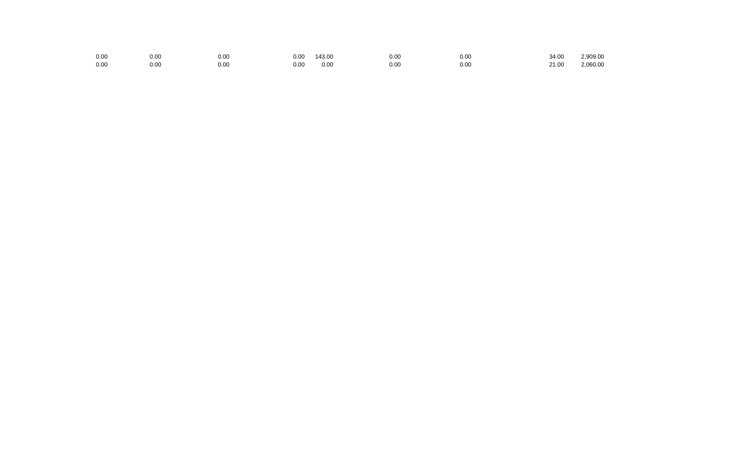| | | | | | | | | |
|---|---|---|---|---|---|---|---|---|
| 0.00 | 0.00 | 0.00 | 0.00 | 143.00 | 0.00 | 0.00 | 34.00 | 2,909.00 |
| 0.00 | 0.00 | 0.00 | 0.00 | 0.00 | 0.00 | 0.00 | 21.00 | 2,060.00 |